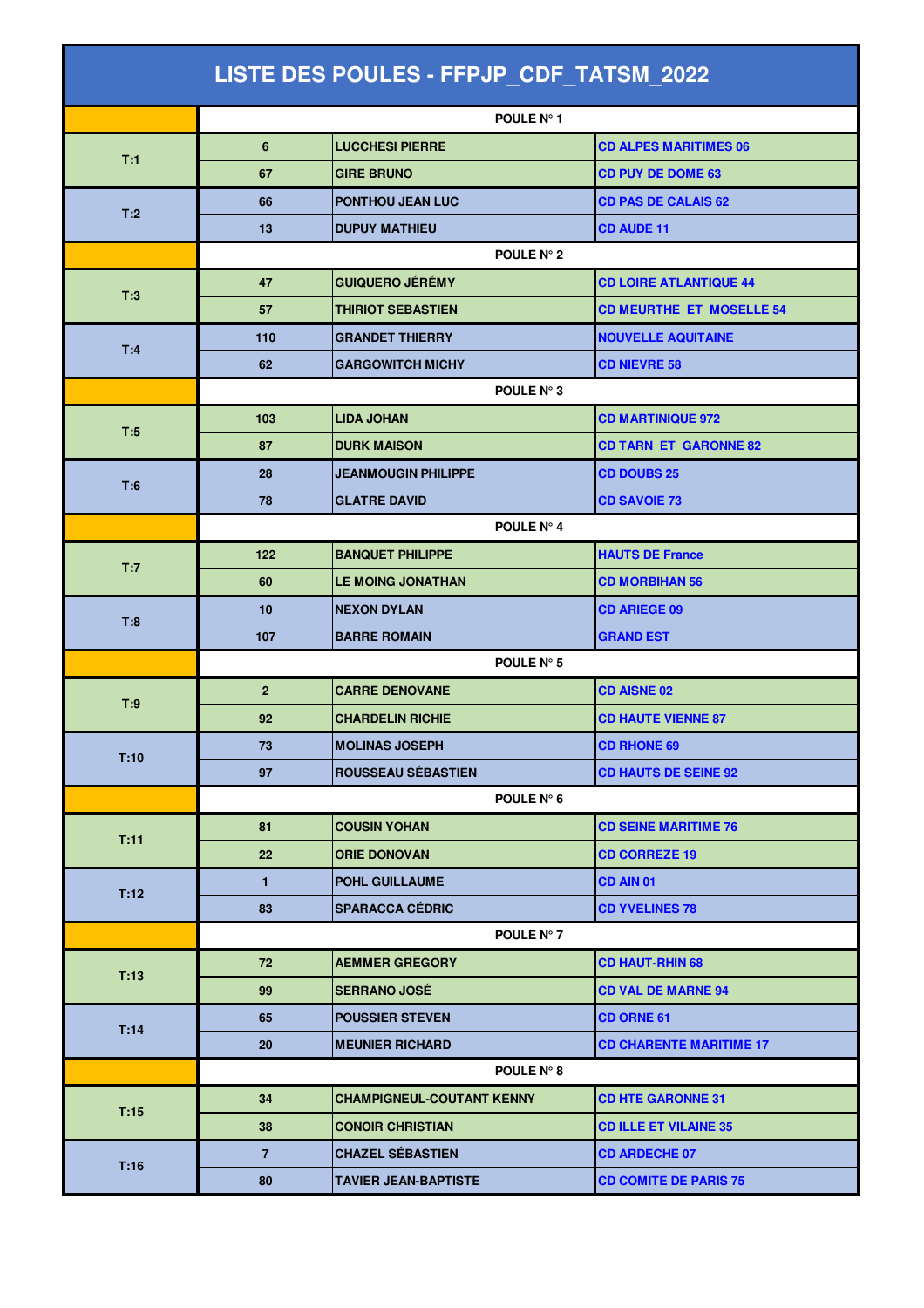# LISTE DES POULES - FFPJP_CDF_TATSM_2022

| | | | |
|---|---|---|---|
| | POULE N° 1 | | |
| T:1 | 6 | LUCCHESI PIERRE | CD ALPES MARITIMES 06 |
| | 67 | GIRE BRUNO | CD PUY DE DOME 63 |
| T:2 | 66 | PONTHOU JEAN LUC | CD PAS DE CALAIS 62 |
| | 13 | DUPUY MATHIEU | CD AUDE 11 |
| | POULE N° 2 | | |
| T:3 | 47 | GUIQUERO JÉRÉMY | CD LOIRE ATLANTIQUE 44 |
| | 57 | THIRIOT SEBASTIEN | CD MEURTHE ET MOSELLE 54 |
| T:4 | 110 | GRANDET THIERRY | NOUVELLE AQUITAINE |
| | 62 | GARGOWITCH MICHY | CD NIEVRE 58 |
| | POULE N° 3 | | |
| T:5 | 103 | LIDA JOHAN | CD MARTINIQUE 972 |
| | 87 | DURK MAISON | CD TARN ET GARONNE 82 |
| T:6 | 28 | JEANMOUGIN PHILIPPE | CD DOUBS 25 |
| | 78 | GLATRE DAVID | CD SAVOIE 73 |
| | POULE N° 4 | | |
| T:7 | 122 | BANQUET PHILIPPE | HAUTS DE France |
| | 60 | LE MOING JONATHAN | CD MORBIHAN 56 |
| T:8 | 10 | NEXON DYLAN | CD ARIEGE 09 |
| | 107 | BARRE ROMAIN | GRAND EST |
| | POULE N° 5 | | |
| T:9 | 2 | CARRE DENOVANE | CD AISNE 02 |
| | 92 | CHARDELIN RICHIE | CD HAUTE VIENNE 87 |
| T:10 | 73 | MOLINAS JOSEPH | CD RHONE 69 |
| | 97 | ROUSSEAU SÉBASTIEN | CD HAUTS DE SEINE 92 |
| | POULE N° 6 | | |
| T:11 | 81 | COUSIN YOHAN | CD SEINE MARITIME 76 |
| | 22 | ORIE DONOVAN | CD CORREZE 19 |
| T:12 | 1 | POHL GUILLAUME | CD AIN 01 |
| | 83 | SPARACCA CÉDRIC | CD YVELINES 78 |
| | POULE N° 7 | | |
| T:13 | 72 | AEMMER GREGORY | CD HAUT-RHIN 68 |
| | 99 | SERRANO JOSÉ | CD VAL DE MARNE 94 |
| T:14 | 65 | POUSSIER STEVEN | CD ORNE 61 |
| | 20 | MEUNIER RICHARD | CD CHARENTE MARITIME 17 |
| | POULE N° 8 | | |
| T:15 | 34 | CHAMPIGNEUL-COUTANT KENNY | CD HTE GARONNE 31 |
| | 38 | CONOIR CHRISTIAN | CD ILLE ET VILAINE 35 |
| T:16 | 7 | CHAZEL SÉBASTIEN | CD ARDECHE 07 |
| | 80 | TAVIER JEAN-BAPTISTE | CD COMITE DE PARIS 75 |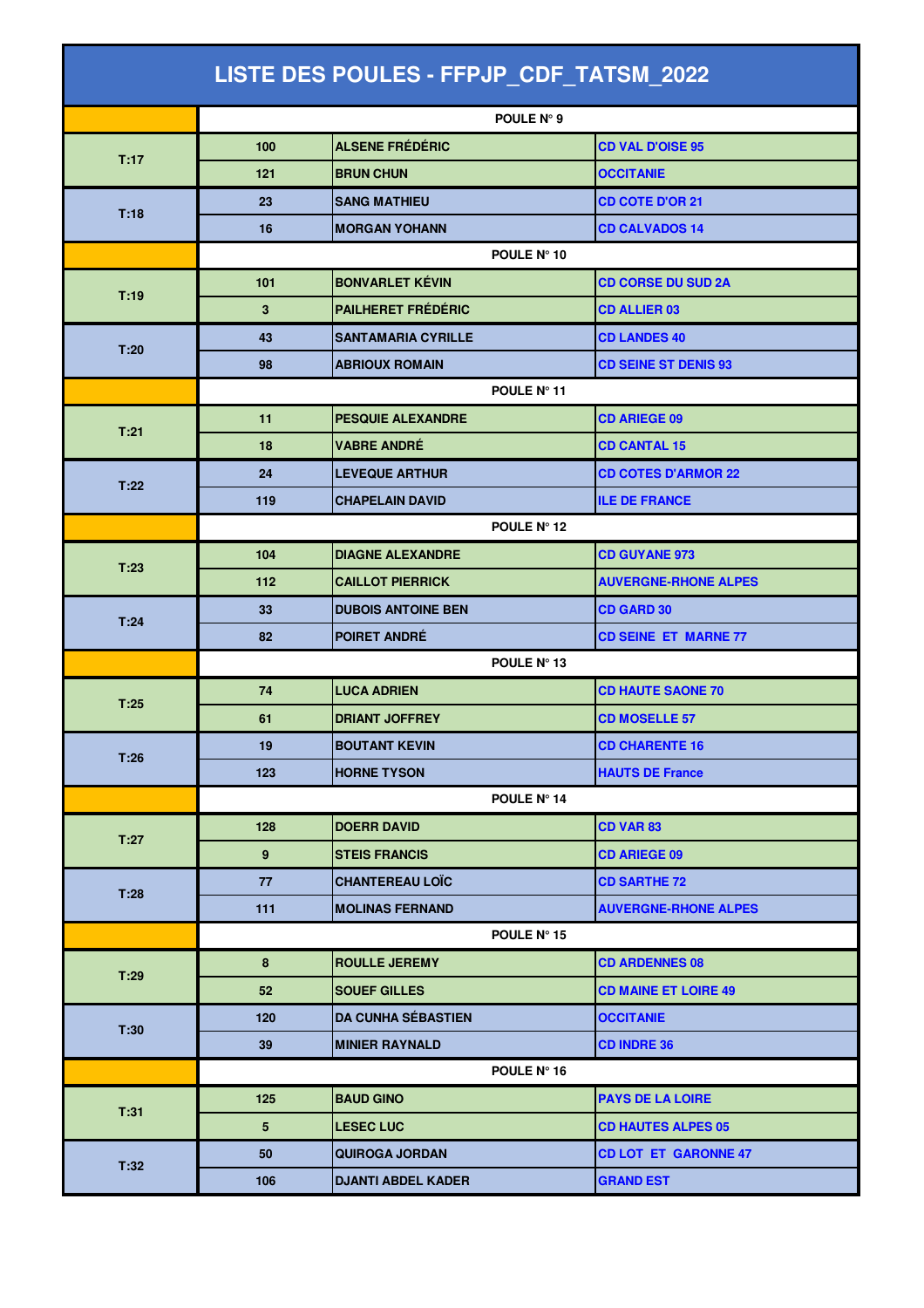# LISTE DES POULES - FFPJP_CDF_TATSM_2022

| | | | |
|---|---|---|---|
| | **POULE N° 9** | | |
| T:17 | 100 | ALSENE FRÉDÉRIC | CD VAL D'OISE 95 |
| | 121 | BRUN CHUN | OCCITANIE |
| T:18 | 23 | SANG MATHIEU | CD COTE D'OR 21 |
| | 16 | MORGAN YOHANN | CD CALVADOS 14 |
| | **POULE N° 10** | | |
| T:19 | 101 | BONVARLET KÉVIN | CD CORSE DU SUD 2A |
| | 3 | PAILHERET FRÉDÉRIC | CD ALLIER 03 |
| T:20 | 43 | SANTAMARIA CYRILLE | CD LANDES 40 |
| | 98 | ABRIOUX ROMAIN | CD SEINE ST DENIS 93 |
| | **POULE N° 11** | | |
| T:21 | 11 | PESQUIE ALEXANDRE | CD ARIEGE 09 |
| | 18 | VABRE ANDRÉ | CD CANTAL 15 |
| T:22 | 24 | LEVEQUE ARTHUR | CD COTES D'ARMOR 22 |
| | 119 | CHAPELAIN DAVID | ILE DE FRANCE |
| | **POULE N° 12** | | |
| T:23 | 104 | DIAGNE ALEXANDRE | CD GUYANE 973 |
| | 112 | CAILLOT PIERRICK | AUVERGNE-RHONE ALPES |
| T:24 | 33 | DUBOIS ANTOINE BEN | CD GARD 30 |
| | 82 | POIRET ANDRÉ | CD SEINE ET MARNE 77 |
| | **POULE N° 13** | | |
| T:25 | 74 | LUCA ADRIEN | CD HAUTE SAONE 70 |
| | 61 | DRIANT JOFFREY | CD MOSELLE 57 |
| T:26 | 19 | BOUTANT KEVIN | CD CHARENTE 16 |
| | 123 | HORNE TYSON | HAUTS DE France |
| | **POULE N° 14** | | |
| T:27 | 128 | DOERR DAVID | CD VAR 83 |
| | 9 | STEIS FRANCIS | CD ARIEGE 09 |
| T:28 | 77 | CHANTEREAU LOÏC | CD SARTHE 72 |
| | 111 | MOLINAS FERNAND | AUVERGNE-RHONE ALPES |
| | **POULE N° 15** | | |
| T:29 | 8 | ROULLE JEREMY | CD ARDENNES 08 |
| | 52 | SOUEF GILLES | CD MAINE ET LOIRE 49 |
| T:30 | 120 | DA CUNHA SÉBASTIEN | OCCITANIE |
| | 39 | MINIER RAYNALD | CD INDRE 36 |
| | **POULE N° 16** | | |
| T:31 | 125 | BAUD GINO | PAYS DE LA LOIRE |
| | 5 | LESEC LUC | CD HAUTES ALPES 05 |
| T:32 | 50 | QUIROGA JORDAN | CD LOT ET GARONNE 47 |
| | 106 | DJANTI ABDEL KADER | GRAND EST |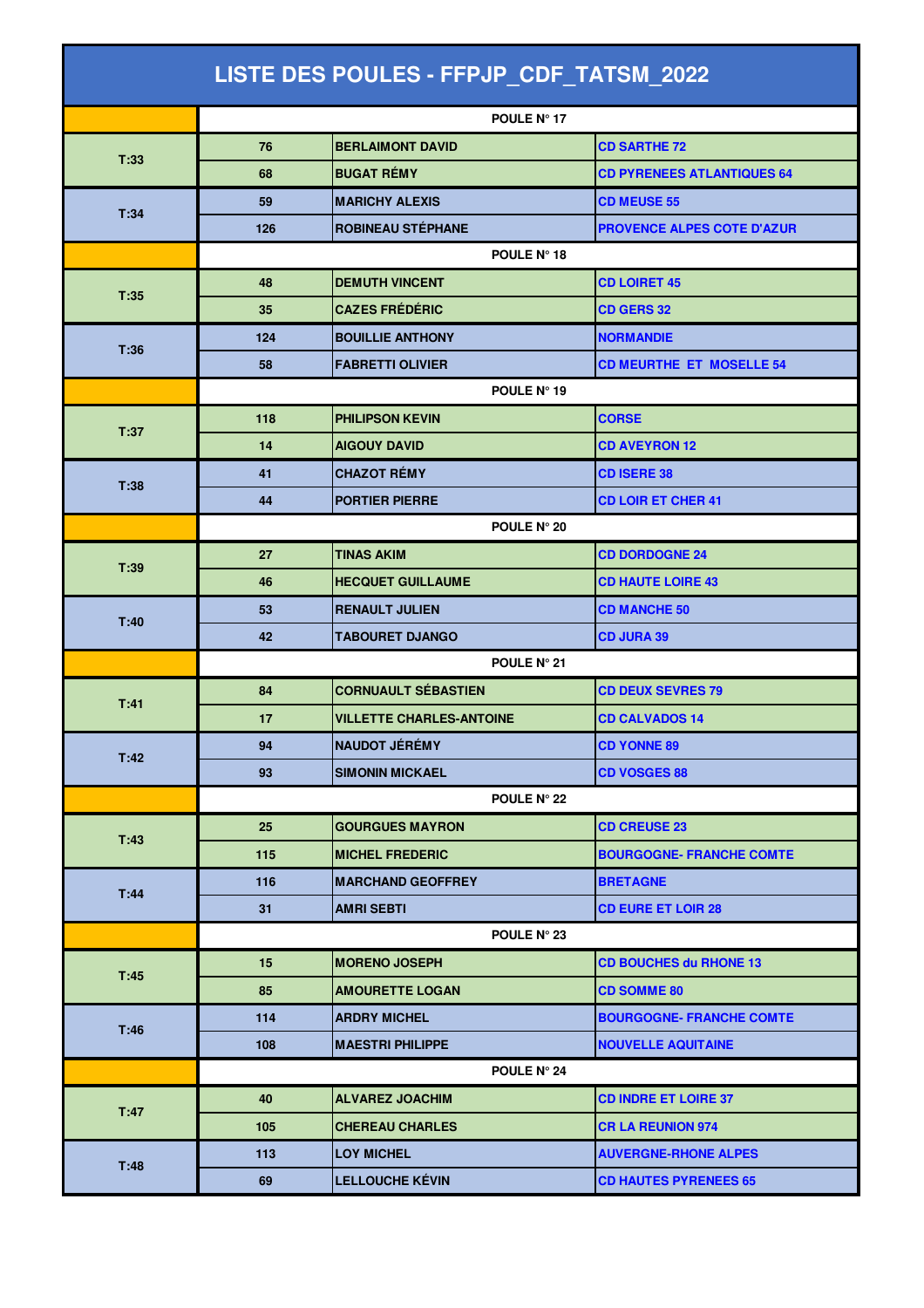# LISTE DES POULES - FFPJP_CDF_TATSM_2022

| | | | |
|---|---|---|---|
| | POULE N° 17 | | |
| T:33 | 76 | BERLAIMONT DAVID | CD SARTHE 72 |
| | 68 | BUGAT RÉMY | CD PYRENEES ATLANTIQUES 64 |
| T:34 | 59 | MARICHY ALEXIS | CD MEUSE 55 |
| | 126 | ROBINEAU STÉPHANE | PROVENCE ALPES COTE D'AZUR |
| | POULE N° 18 | | |
| T:35 | 48 | DEMUTH VINCENT | CD LOIRET 45 |
| | 35 | CAZES FRÉDÉRIC | CD GERS 32 |
| T:36 | 124 | BOUILLIE ANTHONY | NORMANDIE |
| | 58 | FABRETTI OLIVIER | CD MEURTHE ET MOSELLE 54 |
| | POULE N° 19 | | |
| T:37 | 118 | PHILIPSON KEVIN | CORSE |
| | 14 | AIGOUY DAVID | CD AVEYRON 12 |
| T:38 | 41 | CHAZOT RÉMY | CD ISERE 38 |
| | 44 | PORTIER PIERRE | CD LOIR ET CHER 41 |
| | POULE N° 20 | | |
| T:39 | 27 | TINAS AKIM | CD DORDOGNE 24 |
| | 46 | HECQUET GUILLAUME | CD HAUTE LOIRE 43 |
| T:40 | 53 | RENAULT JULIEN | CD MANCHE 50 |
| | 42 | TABOURET DJANGO | CD JURA 39 |
| | POULE N° 21 | | |
| T:41 | 84 | CORNUAULT SÉBASTIEN | CD DEUX SEVRES 79 |
| | 17 | VILLETTE CHARLES-ANTOINE | CD CALVADOS 14 |
| T:42 | 94 | NAUDOT JÉRÉMY | CD YONNE 89 |
| | 93 | SIMONIN MICKAEL | CD VOSGES 88 |
| | POULE N° 22 | | |
| T:43 | 25 | GOURGUES MAYRON | CD CREUSE 23 |
| | 115 | MICHEL FREDERIC | BOURGOGNE- FRANCHE COMTE |
| T:44 | 116 | MARCHAND GEOFFREY | BRETAGNE |
| | 31 | AMRI SEBTI | CD EURE ET LOIR 28 |
| | POULE N° 23 | | |
| T:45 | 15 | MORENO JOSEPH | CD BOUCHES du RHONE 13 |
| | 85 | AMOURETTE LOGAN | CD SOMME 80 |
| T:46 | 114 | ARDRY MICHEL | BOURGOGNE- FRANCHE COMTE |
| | 108 | MAESTRI PHILIPPE | NOUVELLE AQUITAINE |
| | POULE N° 24 | | |
| T:47 | 40 | ALVAREZ JOACHIM | CD INDRE ET LOIRE 37 |
| | 105 | CHEREAU CHARLES | CR LA REUNION 974 |
| T:48 | 113 | LOY MICHEL | AUVERGNE-RHONE ALPES |
| | 69 | LELLOUCHE KÉVIN | CD HAUTES PYRENEES 65 |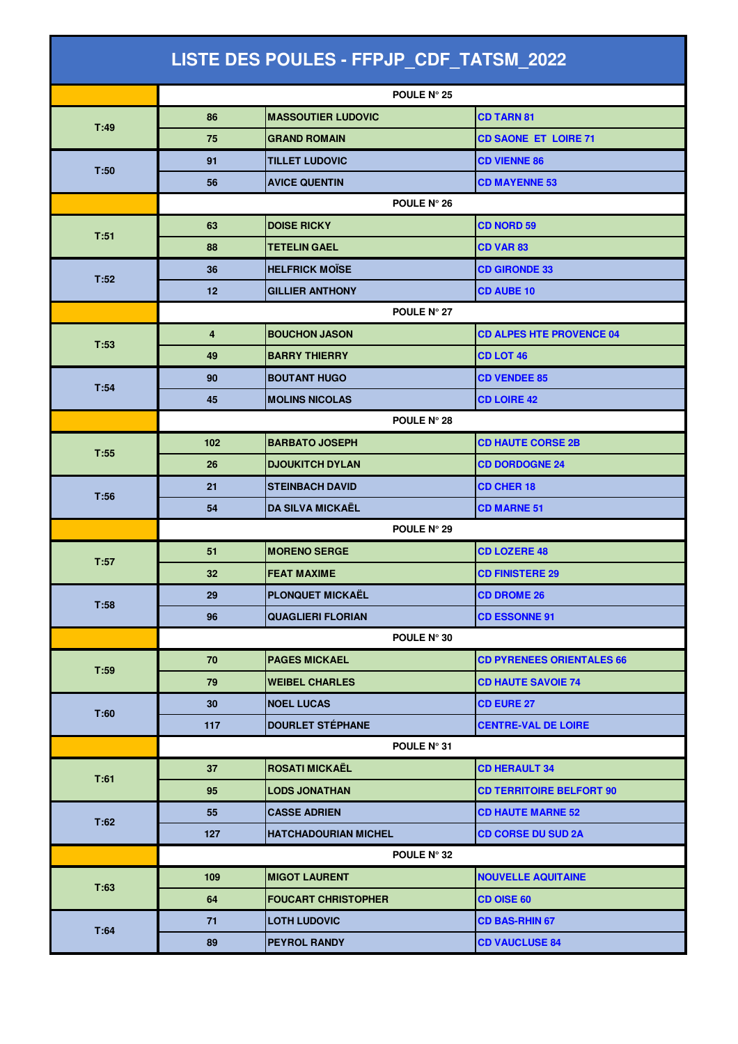# LISTE DES POULES - FFPJP_CDF_TATSM_2022

| | | | |
|---|---|---|---|
| | POULE N° 25 | | |
| T:49 | 86 | MASSOUTIER LUDOVIC | CD TARN 81 |
| | 75 | GRAND ROMAIN | CD SAONE ET LOIRE 71 |
| T:50 | 91 | TILLET LUDOVIC | CD VIENNE 86 |
| | 56 | AVICE QUENTIN | CD MAYENNE 53 |
| | POULE N° 26 | | |
| T:51 | 63 | DOISE RICKY | CD NORD 59 |
| | 88 | TETELIN GAEL | CD VAR 83 |
| T:52 | 36 | HELFRICK MOÏSE | CD GIRONDE 33 |
| | 12 | GILLIER ANTHONY | CD AUBE 10 |
| | POULE N° 27 | | |
| T:53 | 4 | BOUCHON JASON | CD ALPES HTE PROVENCE 04 |
| | 49 | BARRY THIERRY | CD LOT 46 |
| T:54 | 90 | BOUTANT HUGO | CD VENDEE 85 |
| | 45 | MOLINS NICOLAS | CD LOIRE 42 |
| | POULE N° 28 | | |
| T:55 | 102 | BARBATO JOSEPH | CD HAUTE CORSE 2B |
| | 26 | DJOUKITCH DYLAN | CD DORDOGNE 24 |
| T:56 | 21 | STEINBACH DAVID | CD CHER 18 |
| | 54 | DA SILVA MICKAËL | CD MARNE 51 |
| | POULE N° 29 | | |
| T:57 | 51 | MORENO SERGE | CD LOZERE 48 |
| | 32 | FEAT MAXIME | CD FINISTERE 29 |
| T:58 | 29 | PLONQUET MICKAËL | CD DROME 26 |
| | 96 | QUAGLIERI FLORIAN | CD ESSONNE 91 |
| | POULE N° 30 | | |
| T:59 | 70 | PAGES MICKAEL | CD PYRENEES ORIENTALES 66 |
| | 79 | WEIBEL CHARLES | CD HAUTE SAVOIE 74 |
| T:60 | 30 | NOEL LUCAS | CD EURE 27 |
| | 117 | DOURLET STÉPHANE | CENTRE-VAL DE LOIRE |
| | POULE N° 31 | | |
| T:61 | 37 | ROSATI MICKAËL | CD HERAULT 34 |
| | 95 | LODS JONATHAN | CD TERRITOIRE BELFORT 90 |
| T:62 | 55 | CASSE ADRIEN | CD HAUTE MARNE 52 |
| | 127 | HATCHADOURIAN MICHEL | CD CORSE DU SUD 2A |
| | POULE N° 32 | | |
| T:63 | 109 | MIGOT LAURENT | NOUVELLE AQUITAINE |
| | 64 | FOUCART CHRISTOPHER | CD OISE 60 |
| T:64 | 71 | LOTH LUDOVIC | CD BAS-RHIN 67 |
| | 89 | PEYROL RANDY | CD VAUCLUSE 84 |